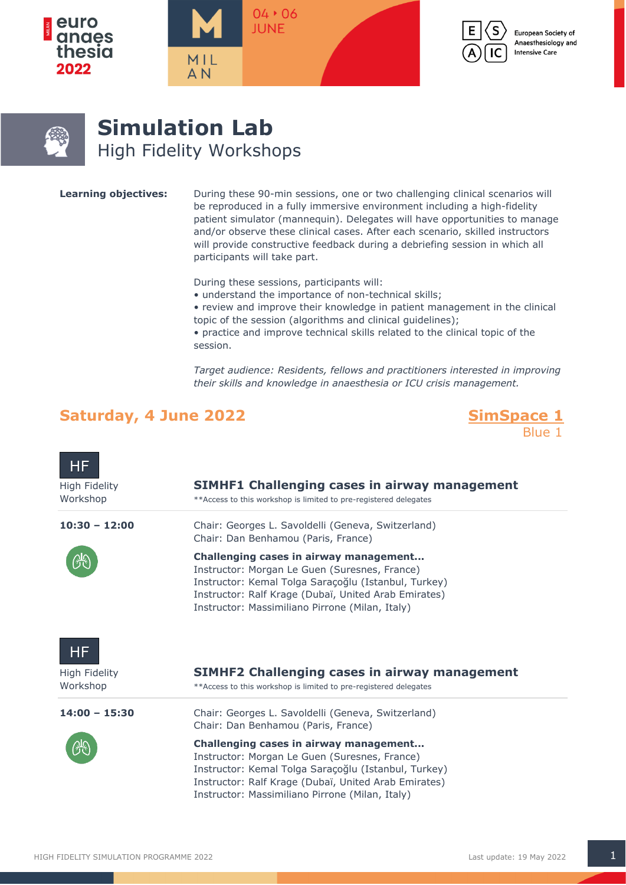# Simulation Lab

## High Fidelity Workshops

**Learning objectives:**

During these 90-min sessions, one or two challenging clinical scenarios will be reproduced in a fully immersive environment including a high-fidelity patient simulator (mannequin). Delegates will have opportunities to manage and/or observe these clinical cases. After each scenario, skilled instructors will provide constructive feedback during a debriefing session in which all participants will take part.

During these sessions, participants will:
- understand the importance of non-technical skills;
- review and improve their knowledge in patient management in the clinical topic of the session (algorithms and clinical guidelines);
- practice and improve technical skills related to the clinical topic of the session.

*Target audience: Residents, fellows and practitioners interested in improving their skills and knowledge in anaesthesia or ICU crisis management.*

## Saturday, 4 June 2022

**SimSpace 1**
Blue 1

HF
High Fidelity Workshop

### SIMHF1 Challenging cases in airway management

**Access to this workshop is limited to pre-registered delegates

**10:30 – 12:00**

Chair: Georges L. Savoldelli (Geneva, Switzerland)
Chair: Dan Benhamou (Paris, France)

**Challenging cases in airway management...**
Instructor: Morgan Le Guen (Suresnes, France)
Instructor: Kemal Tolga Saraçoğlu (Istanbul, Turkey)
Instructor: Ralf Krage (Dubaï, United Arab Emirates)
Instructor: Massimiliano Pirrone (Milan, Italy)

HF
High Fidelity Workshop

### SIMHF2 Challenging cases in airway management

**Access to this workshop is limited to pre-registered delegates

**14:00 – 15:30**

Chair: Georges L. Savoldelli (Geneva, Switzerland)
Chair: Dan Benhamou (Paris, France)

**Challenging cases in airway management...**
Instructor: Morgan Le Guen (Suresnes, France)
Instructor: Kemal Tolga Saraçoğlu (Istanbul, Turkey)
Instructor: Ralf Krage (Dubaï, United Arab Emirates)
Instructor: Massimiliano Pirrone (Milan, Italy)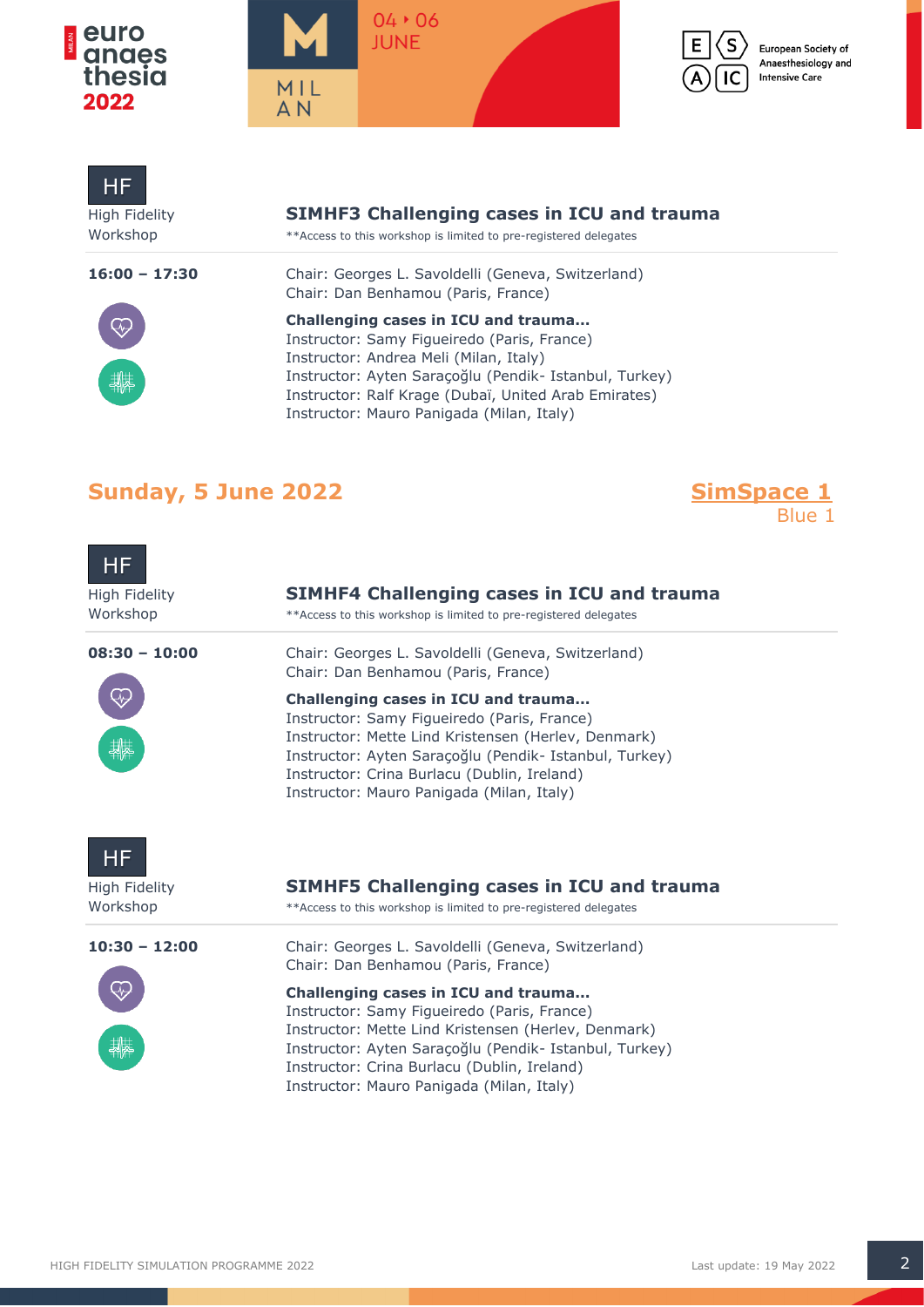HF
High Fidelity Workshop

### SIMHF3 Challenging cases in ICU and trauma

**Access to this workshop is limited to pre-registered delegates

**16:00 – 17:30**

Chair: Georges L. Savoldelli (Geneva, Switzerland)
Chair: Dan Benhamou (Paris, France)

**Challenging cases in ICU and trauma...**
Instructor: Samy Figueiredo (Paris, France)
Instructor: Andrea Meli (Milan, Italy)
Instructor: Ayten Saraçoğlu (Pendik- Istanbul, Turkey)
Instructor: Ralf Krage (Dubaï, United Arab Emirates)
Instructor: Mauro Panigada (Milan, Italy)

## Sunday, 5 June 2022

**SimSpace 1**
Blue 1

HF
High Fidelity Workshop

### SIMHF4 Challenging cases in ICU and trauma

**Access to this workshop is limited to pre-registered delegates

**08:30 – 10:00**

Chair: Georges L. Savoldelli (Geneva, Switzerland)
Chair: Dan Benhamou (Paris, France)

**Challenging cases in ICU and trauma...**
Instructor: Samy Figueiredo (Paris, France)
Instructor: Mette Lind Kristensen (Herlev, Denmark)
Instructor: Ayten Saraçoğlu (Pendik- Istanbul, Turkey)
Instructor: Crina Burlacu (Dublin, Ireland)
Instructor: Mauro Panigada (Milan, Italy)

HF
High Fidelity Workshop

### SIMHF5 Challenging cases in ICU and trauma

**Access to this workshop is limited to pre-registered delegates

**10:30 – 12:00**

Chair: Georges L. Savoldelli (Geneva, Switzerland)
Chair: Dan Benhamou (Paris, France)

**Challenging cases in ICU and trauma...**
Instructor: Samy Figueiredo (Paris, France)
Instructor: Mette Lind Kristensen (Herlev, Denmark)
Instructor: Ayten Saraçoğlu (Pendik- Istanbul, Turkey)
Instructor: Crina Burlacu (Dublin, Ireland)
Instructor: Mauro Panigada (Milan, Italy)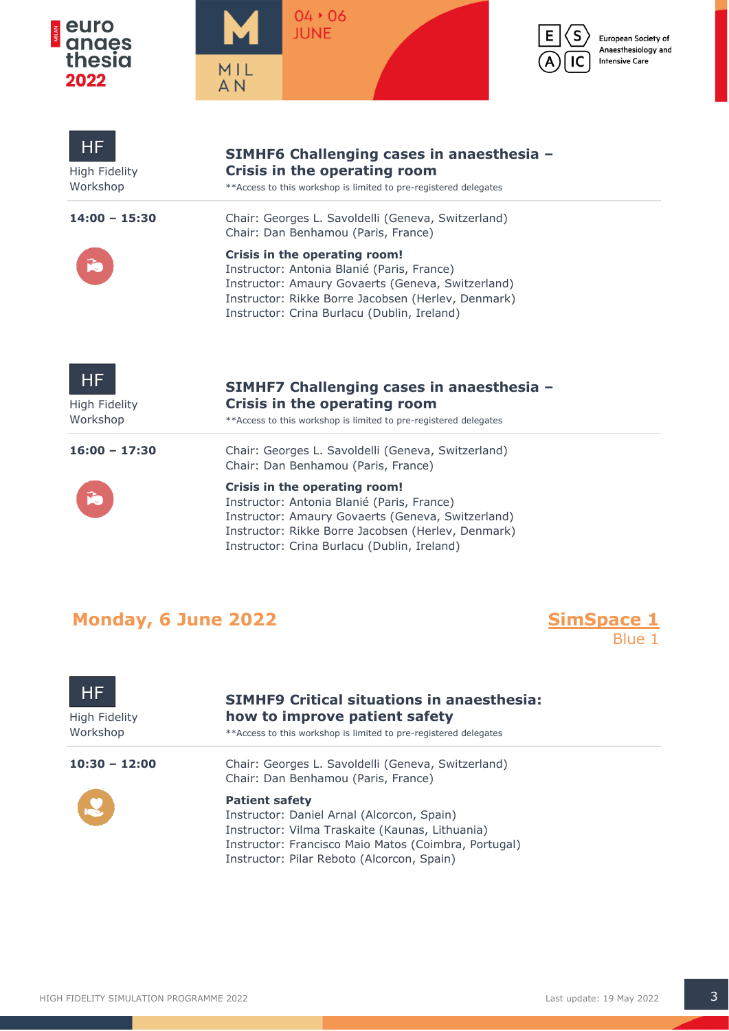**HF**
High Fidelity Workshop

### SIMHF6 Challenging cases in anaesthesia – Crisis in the operating room

**Access to this workshop is limited to pre-registered delegates

**14:00 – 15:30**

Chair: Georges L. Savoldelli (Geneva, Switzerland)
Chair: Dan Benhamou (Paris, France)

**Crisis in the operating room!**
Instructor: Antonia Blanié (Paris, France)
Instructor: Amaury Govaerts (Geneva, Switzerland)
Instructor: Rikke Borre Jacobsen (Herlev, Denmark)
Instructor: Crina Burlacu (Dublin, Ireland)

**HF**
High Fidelity Workshop

### SIMHF7 Challenging cases in anaesthesia – Crisis in the operating room

**Access to this workshop is limited to pre-registered delegates

**16:00 – 17:30**

Chair: Georges L. Savoldelli (Geneva, Switzerland)
Chair: Dan Benhamou (Paris, France)

**Crisis in the operating room!**
Instructor: Antonia Blanié (Paris, France)
Instructor: Amaury Govaerts (Geneva, Switzerland)
Instructor: Rikke Borre Jacobsen (Herlev, Denmark)
Instructor: Crina Burlacu (Dublin, Ireland)

## Monday, 6 June 2022

**SimSpace 1**
Blue 1

**HF**
High Fidelity Workshop

### SIMHF9 Critical situations in anaesthesia: how to improve patient safety

**Access to this workshop is limited to pre-registered delegates

**10:30 – 12:00**

Chair: Georges L. Savoldelli (Geneva, Switzerland)
Chair: Dan Benhamou (Paris, France)

**Patient safety**
Instructor: Daniel Arnal (Alcorcon, Spain)
Instructor: Vilma Traskaite (Kaunas, Lithuania)
Instructor: Francisco Maio Matos (Coimbra, Portugal)
Instructor: Pilar Reboto (Alcorcon, Spain)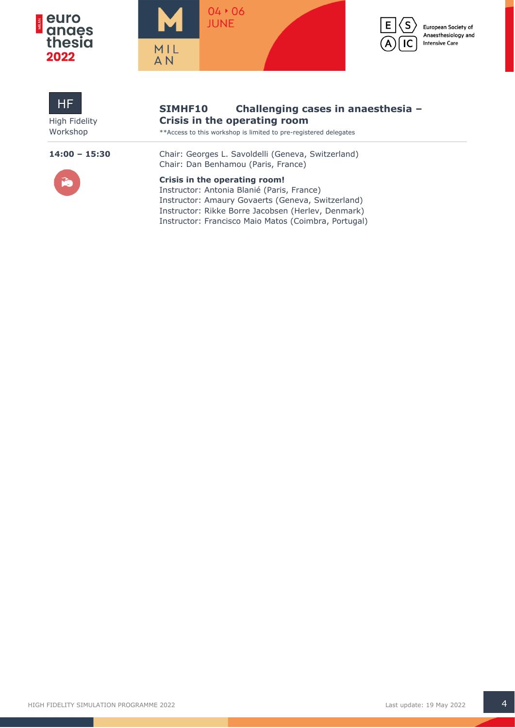HF

High Fidelity Workshop

## SIMHF10 Challenging cases in anaesthesia – Crisis in the operating room

**Access to this workshop is limited to pre-registered delegates

**14:00 – 15:30**

Chair: Georges L. Savoldelli (Geneva, Switzerland)
Chair: Dan Benhamou (Paris, France)

**Crisis in the operating room!**
Instructor: Antonia Blanié (Paris, France)
Instructor: Amaury Govaerts (Geneva, Switzerland)
Instructor: Rikke Borre Jacobsen (Herlev, Denmark)
Instructor: Francisco Maio Matos (Coimbra, Portugal)